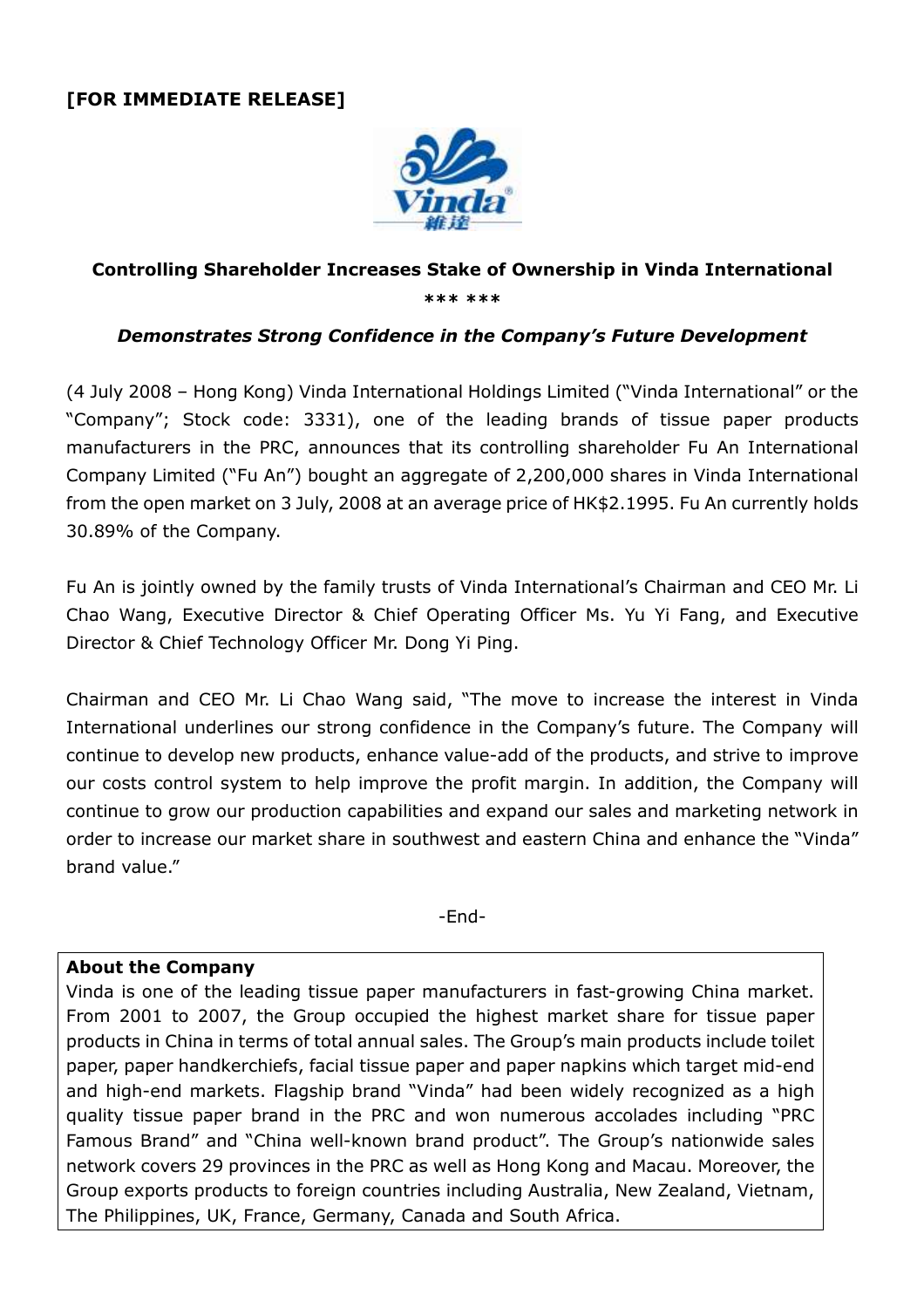**[FOR IMMEDIATE RELEASE]**

## Controlling Shareholder Increases Stake of Ownership in Vinda International

*** ***

***Demonstrates Strong Confidence in the Company's Future Development***

(4 July 2008 – Hong Kong) Vinda International Holdings Limited ("Vinda International" or the "Company"; Stock code: 3331), one of the leading brands of tissue paper products manufacturers in the PRC, announces that its controlling shareholder Fu An International Company Limited ("Fu An") bought an aggregate of 2,200,000 shares in Vinda International from the open market on 3 July, 2008 at an average price of HK$2.1995. Fu An currently holds 30.89% of the Company.

Fu An is jointly owned by the family trusts of Vinda International's Chairman and CEO Mr. Li Chao Wang, Executive Director & Chief Operating Officer Ms. Yu Yi Fang, and Executive Director & Chief Technology Officer Mr. Dong Yi Ping.

Chairman and CEO Mr. Li Chao Wang said, "The move to increase the interest in Vinda International underlines our strong confidence in the Company's future. The Company will continue to develop new products, enhance value-add of the products, and strive to improve our costs control system to help improve the profit margin. In addition, the Company will continue to grow our production capabilities and expand our sales and marketing network in order to increase our market share in southwest and eastern China and enhance the "Vinda" brand value."

-End-

**About the Company**

Vinda is one of the leading tissue paper manufacturers in fast-growing China market. From 2001 to 2007, the Group occupied the highest market share for tissue paper products in China in terms of total annual sales. The Group's main products include toilet paper, paper handkerchiefs, facial tissue paper and paper napkins which target mid-end and high-end markets. Flagship brand "Vinda" had been widely recognized as a high quality tissue paper brand in the PRC and won numerous accolades including "PRC Famous Brand" and "China well-known brand product". The Group's nationwide sales network covers 29 provinces in the PRC as well as Hong Kong and Macau. Moreover, the Group exports products to foreign countries including Australia, New Zealand, Vietnam, The Philippines, UK, France, Germany, Canada and South Africa.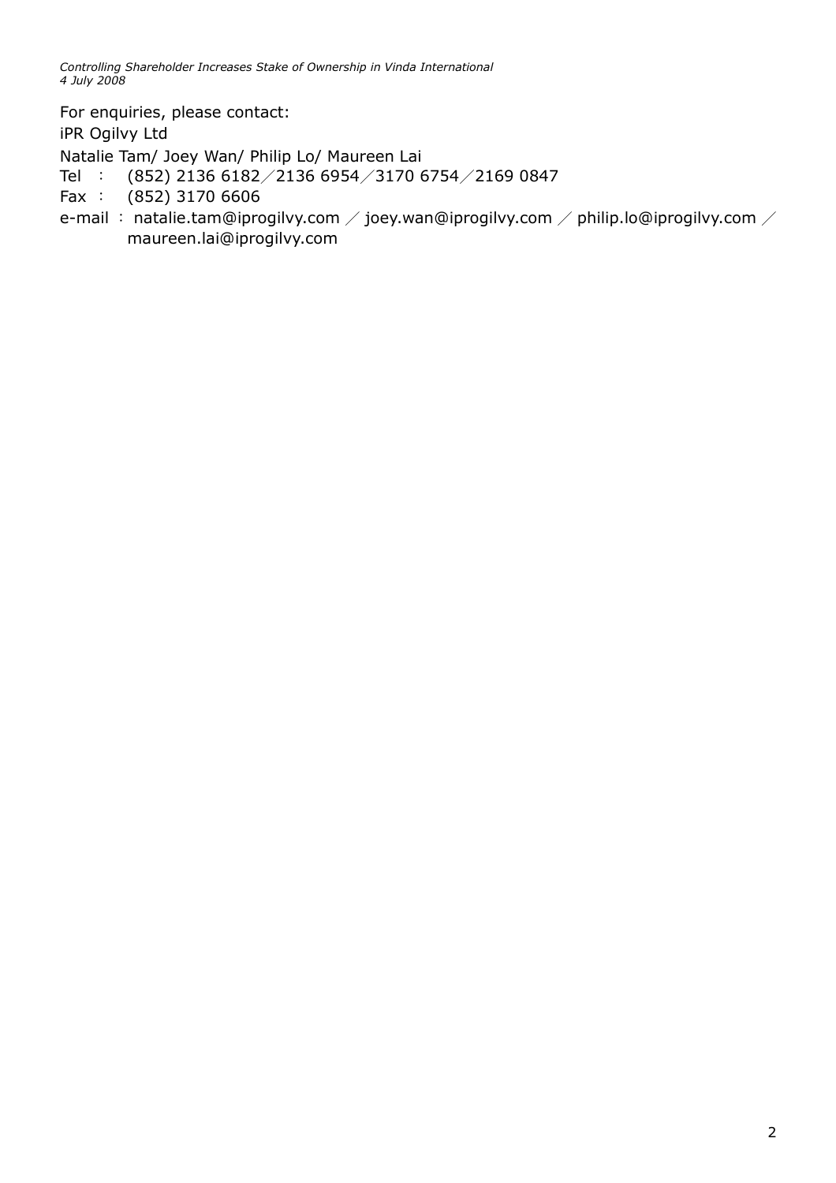For enquiries, please contact:

iPR Ogilvy Ltd

Natalie Tam/ Joey Wan/ Philip Lo/ Maureen Lai

Tel ： (852) 2136 6182／2136 6954／3170 6754／2169 0847

Fax ： (852) 3170 6606

e-mail ： natalie.tam@iprogilvy.com ／ joey.wan@iprogilvy.com ／ philip.lo@iprogilvy.com ／ maureen.lai@iprogilvy.com